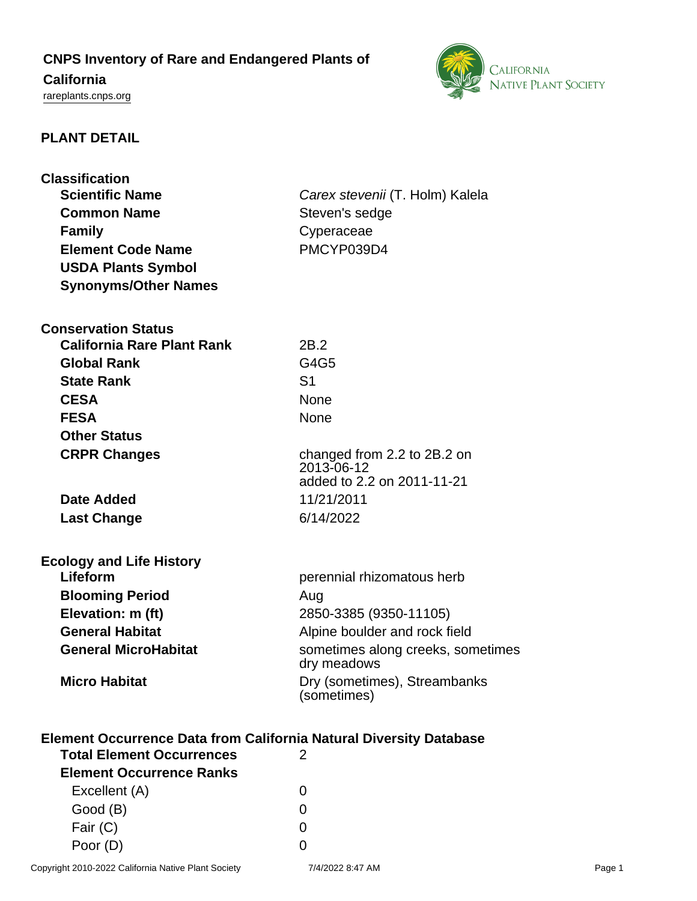# CNPS Inventory of Rare and Endangered Plants of California

rareplants.cnps.org

## PLANT DETAIL

### Classification

| | |
|---|---|
| **Scientific Name** | *Carex stevenii* (T. Holm) Kalela |
| **Common Name** | Steven's sedge |
| **Family** | Cyperaceae |
| **Element Code Name** | PMCYP039D4 |
| **USDA Plants Symbol** | |
| **Synonyms/Other Names** | |

### Conservation Status

| | |
|---|---|
| **California Rare Plant Rank** | 2B.2 |
| **Global Rank** | G4G5 |
| **State Rank** | S1 |
| **CESA** | None |
| **FESA** | None |
| **Other Status** | |
| **CRPR Changes** | changed from 2.2 to 2B.2 on 2013-06-12<br>added to 2.2 on 2011-11-21 |
| **Date Added** | 11/21/2011 |
| **Last Change** | 6/14/2022 |

### Ecology and Life History

| | |
|---|---|
| **Lifeform** | perennial rhizomatous herb |
| **Blooming Period** | Aug |
| **Elevation: m (ft)** | 2850-3385 (9350-11105) |
| **General Habitat** | Alpine boulder and rock field |
| **General MicroHabitat** | sometimes along creeks, sometimes dry meadows |
| **Micro Habitat** | Dry (sometimes), Streambanks (sometimes) |

### Element Occurrence Data from California Natural Diversity Database

| | |
|---|---|
| **Total Element Occurrences** | 2 |
| **Element Occurrence Ranks** | |
| Excellent (A) | 0 |
| Good (B) | 0 |
| Fair (C) | 0 |
| Poor (D) | 0 |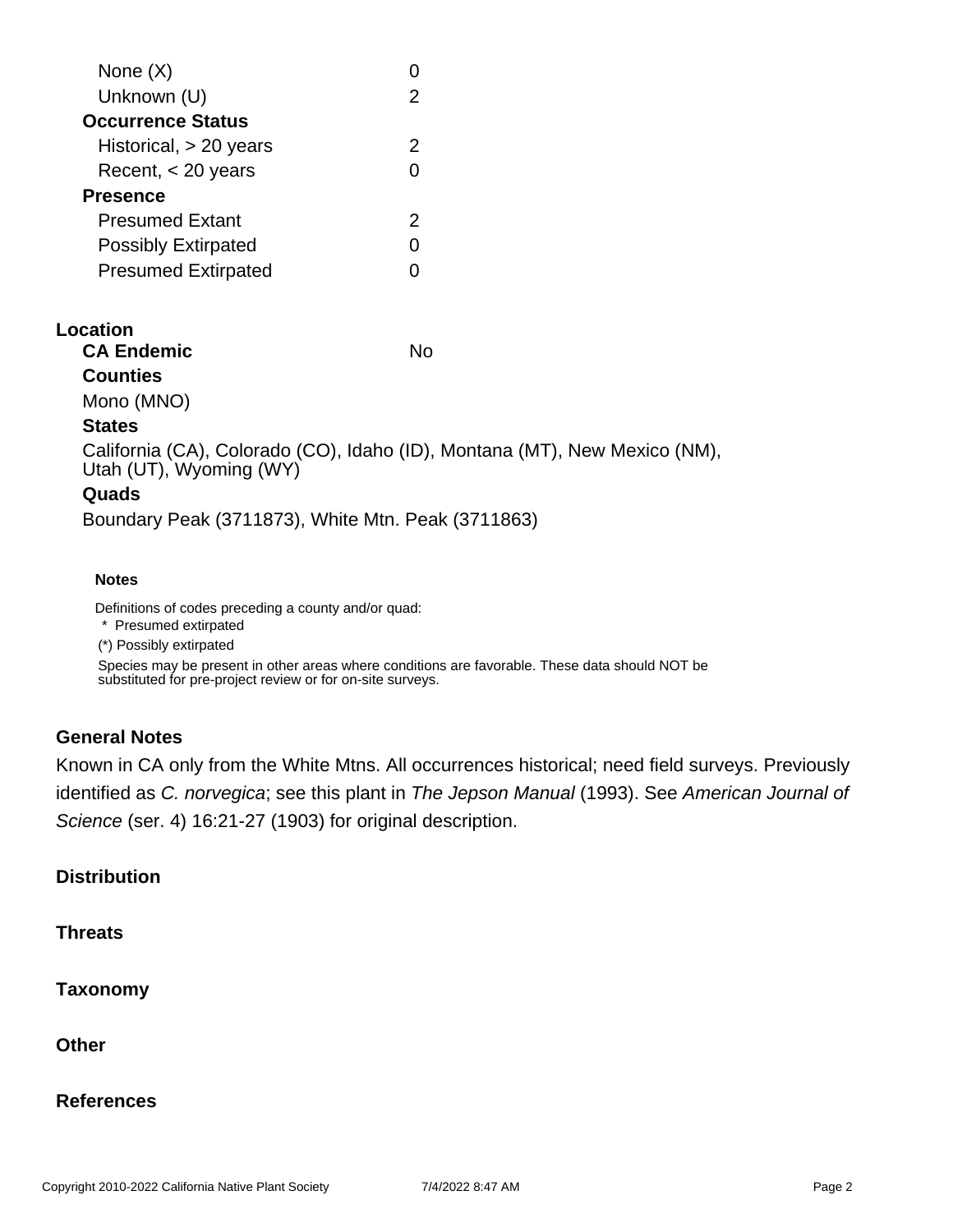| | |
|---|---|
| None (X) | 0 |
| Unknown (U) | 2 |
| **Occurrence Status** | |
| Historical, > 20 years | 2 |
| Recent, < 20 years | 0 |
| **Presence** | |
| Presumed Extant | 2 |
| Possibly Extirpated | 0 |
| Presumed Extirpated | 0 |

## Location

**CA Endemic** No

**Counties**

Mono (MNO)

**States**

California (CA), Colorado (CO), Idaho (ID), Montana (MT), New Mexico (NM), Utah (UT), Wyoming (WY)

**Quads**

Boundary Peak (3711873), White Mtn. Peak (3711863)

**Notes**

Definitions of codes preceding a county and/or quad:

* Presumed extirpated

(*) Possibly extirpated

Species may be present in other areas where conditions are favorable. These data should NOT be substituted for pre-project review or for on-site surveys.

## General Notes

Known in CA only from the White Mtns. All occurrences historical; need field surveys. Previously identified as *C. norvegica*; see this plant in *The Jepson Manual* (1993). See *American Journal of Science* (ser. 4) 16:21-27 (1903) for original description.

## Distribution

## Threats

## Taxonomy

## Other

## References